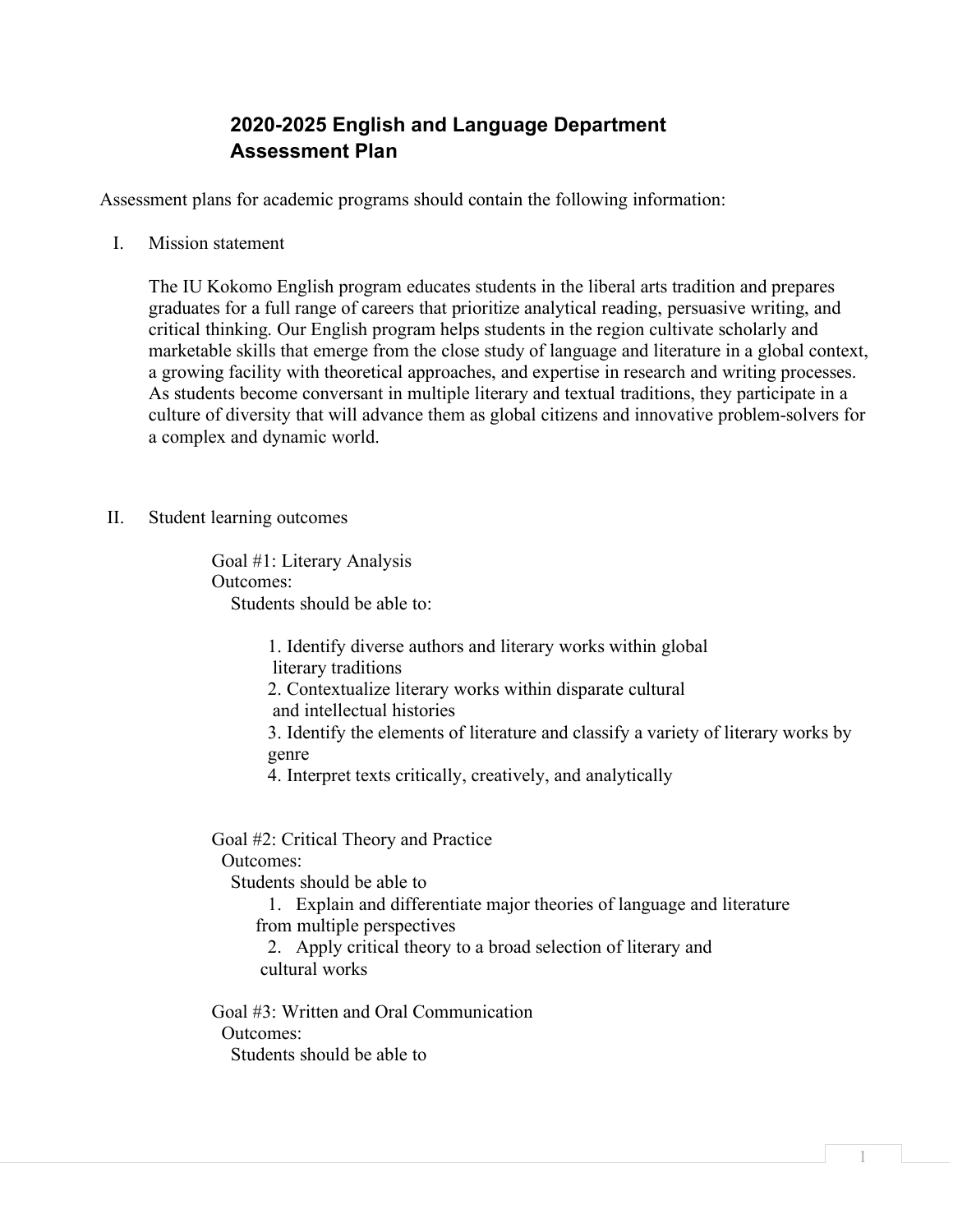# 2020-2025 English and Language Department Assessment Plan

Assessment plans for academic programs should contain the following information:

I. Mission statement

The IU Kokomo English program educates students in the liberal arts tradition and prepares graduates for a full range of careers that prioritize analytical reading, persuasive writing, and critical thinking. Our English program helps students in the region cultivate scholarly and marketable skills that emerge from the close study of language and literature in a global context, a growing facility with theoretical approaches, and expertise in research and writing processes. As students become conversant in multiple literary and textual traditions, they participate in a culture of diversity that will advance them as global citizens and innovative problem-solvers for a complex and dynamic world.

II. Student learning outcomes

Goal #1: Literary Analysis
Outcomes:
Students should be able to:

1. Identify diverse authors and literary works within global literary traditions
2. Contextualize literary works within disparate cultural and intellectual histories
3. Identify the elements of literature and classify a variety of literary works by genre
4. Interpret texts critically, creatively, and analytically

Goal #2: Critical Theory and Practice
Outcomes:
Students should be able to

1. Explain and differentiate major theories of language and literature from multiple perspectives
2. Apply critical theory to a broad selection of literary and cultural works

Goal #3: Written and Oral Communication
Outcomes:
Students should be able to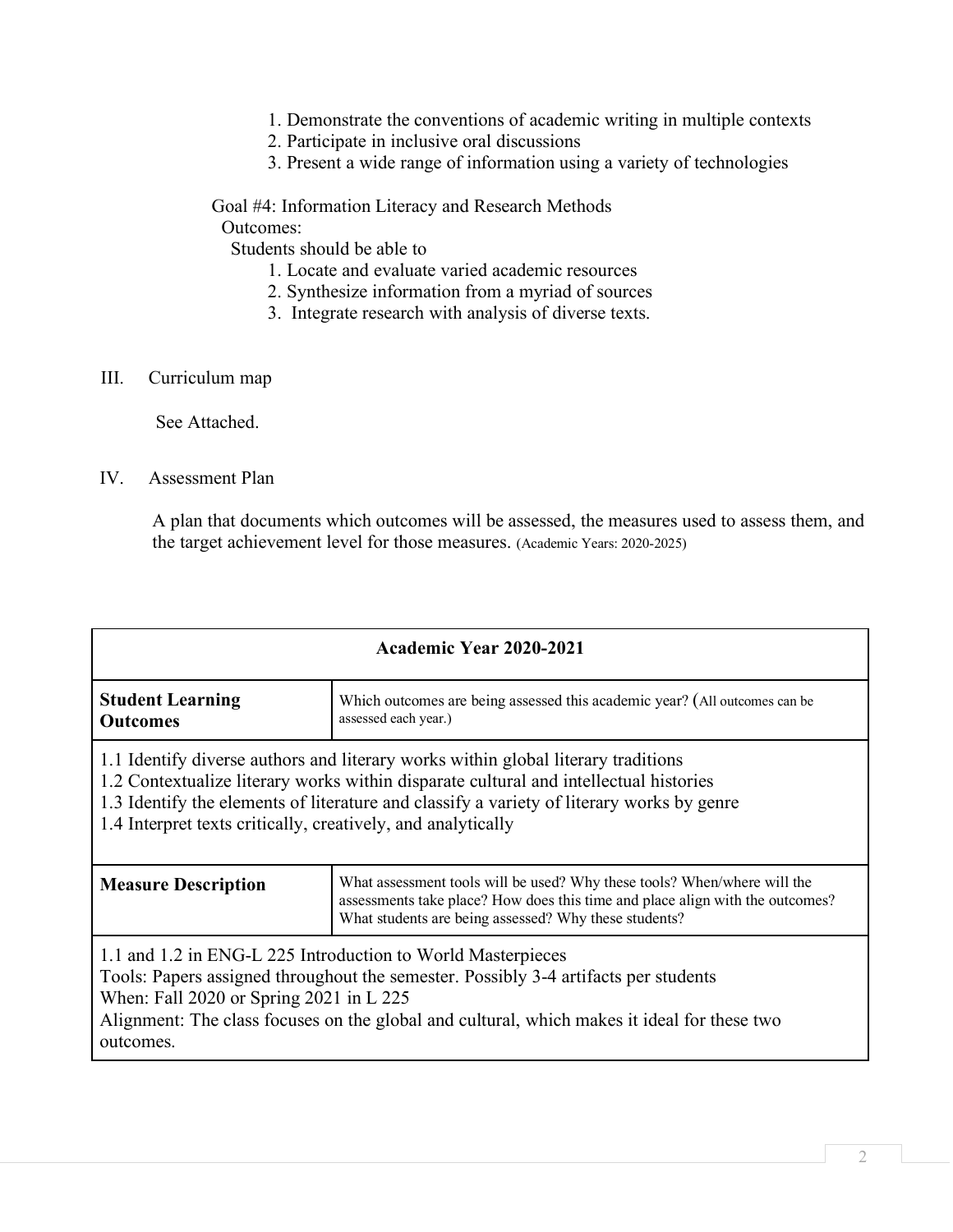1. Demonstrate the conventions of academic writing in multiple contexts
2. Participate in inclusive oral discussions
3. Present a wide range of information using a variety of technologies

Goal #4: Information Literacy and Research Methods

Outcomes:

Students should be able to

1. Locate and evaluate varied academic resources
2. Synthesize information from a myriad of sources
3. Integrate research with analysis of diverse texts.

## III. Curriculum map

See Attached.

## IV. Assessment Plan

A plan that documents which outcomes will be assessed, the measures used to assess them, and the target achievement level for those measures. (Academic Years: 2020-2025)

| Academic Year 2020-2021 | |
|---|---|
| **Student Learning Outcomes** | Which outcomes are being assessed this academic year? (All outcomes can be assessed each year.) |
| 1.1 Identify diverse authors and literary works within global literary traditions<br>1.2 Contextualize literary works within disparate cultural and intellectual histories<br>1.3 Identify the elements of literature and classify a variety of literary works by genre<br>1.4 Interpret texts critically, creatively, and analytically | |
| **Measure Description** | What assessment tools will be used? Why these tools? When/where will the assessments take place? How does this time and place align with the outcomes? What students are being assessed? Why these students? |
| 1.1 and 1.2 in ENG-L 225 Introduction to World Masterpieces<br>Tools: Papers assigned throughout the semester. Possibly 3-4 artifacts per students<br>When: Fall 2020 or Spring 2021 in L 225<br>Alignment: The class focuses on the global and cultural, which makes it ideal for these two outcomes. | |